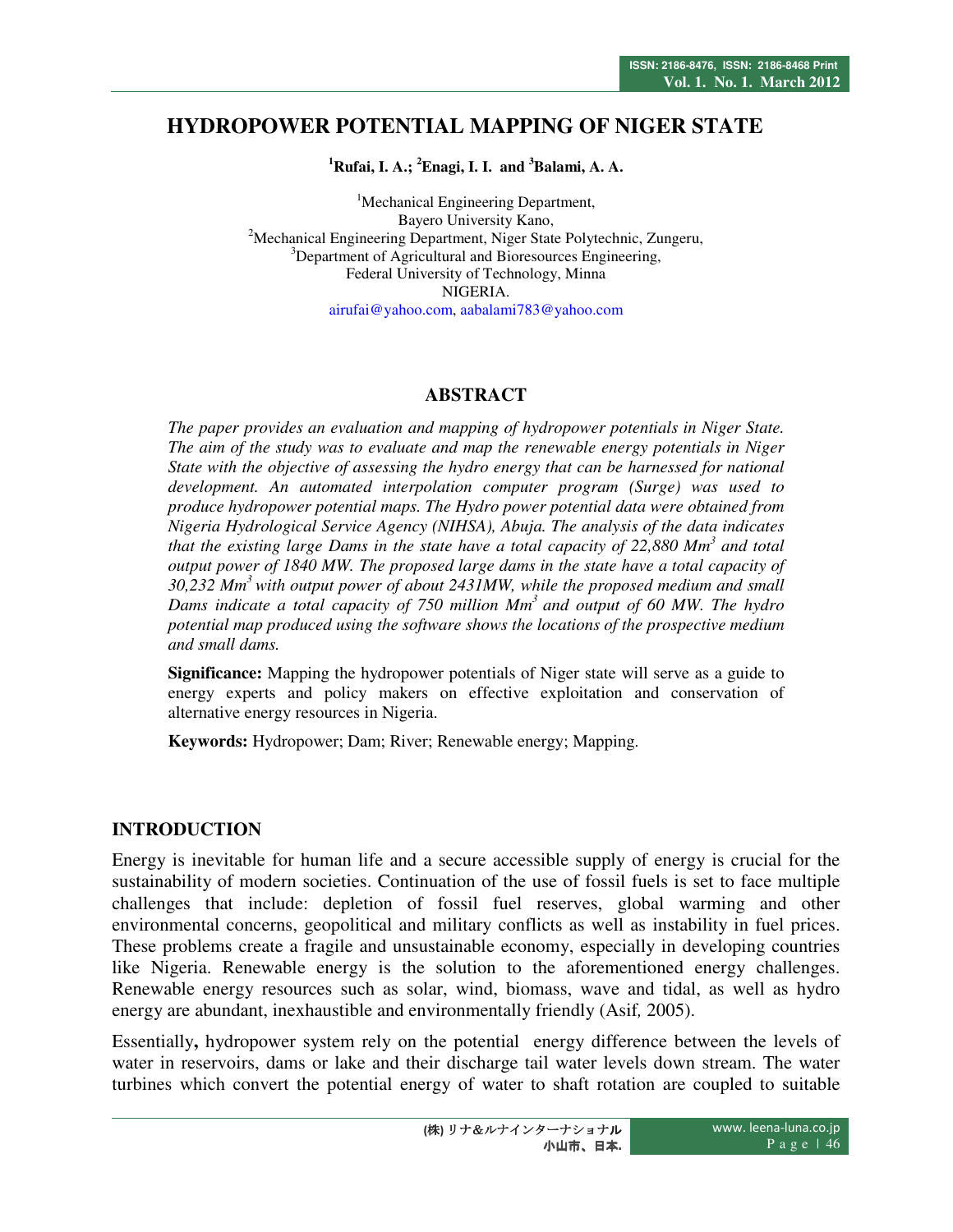# HYDROPOWER POTENTIAL MAPPING OF NIGER STATE

**[1]Rufai, I. A.; [2]Enagi, I. I. and [3]Balami, A. A.**

[1]Mechanical Engineering Department,
Bayero University Kano,
[2]Mechanical Engineering Department, Niger State Polytechnic, Zungeru,
[3]Department of Agricultural and Bioresources Engineering,
Federal University of Technology, Minna
NIGERIA.
airufai@yahoo.com, aabalami783@yahoo.com

## ABSTRACT

*The paper provides an evaluation and mapping of hydropower potentials in Niger State. The aim of the study was to evaluate and map the renewable energy potentials in Niger State with the objective of assessing the hydro energy that can be harnessed for national development. An automated interpolation computer program (Surge) was used to produce hydropower potential maps. The Hydro power potential data were obtained from Nigeria Hydrological Service Agency (NIHSA), Abuja. The analysis of the data indicates that the existing large Dams in the state have a total capacity of 22,880 $Mm^3$ and total output power of 1840 MW. The proposed large dams in the state have a total capacity of 30,232 $Mm^3$ with output power of about 2431MW, while the proposed medium and small Dams indicate a total capacity of 750 million $Mm^3$ and output of 60 MW. The hydro potential map produced using the software shows the locations of the prospective medium and small dams.*

**Significance:** Mapping the hydropower potentials of Niger state will serve as a guide to energy experts and policy makers on effective exploitation and conservation of alternative energy resources in Nigeria.

**Keywords:** Hydropower; Dam; River; Renewable energy; Mapping.

## INTRODUCTION

Energy is inevitable for human life and a secure accessible supply of energy is crucial for the sustainability of modern societies. Continuation of the use of fossil fuels is set to face multiple challenges that include: depletion of fossil fuel reserves, global warming and other environmental concerns, geopolitical and military conflicts as well as instability in fuel prices. These problems create a fragile and unsustainable economy, especially in developing countries like Nigeria. Renewable energy is the solution to the aforementioned energy challenges. Renewable energy resources such as solar, wind, biomass, wave and tidal, as well as hydro energy are abundant, inexhaustible and environmentally friendly (Asif*,* 2005).

Essentially**,** hydropower system rely on the potential energy difference between the levels of water in reservoirs, dams or lake and their discharge tail water levels down stream. The water turbines which convert the potential energy of water to shaft rotation are coupled to suitable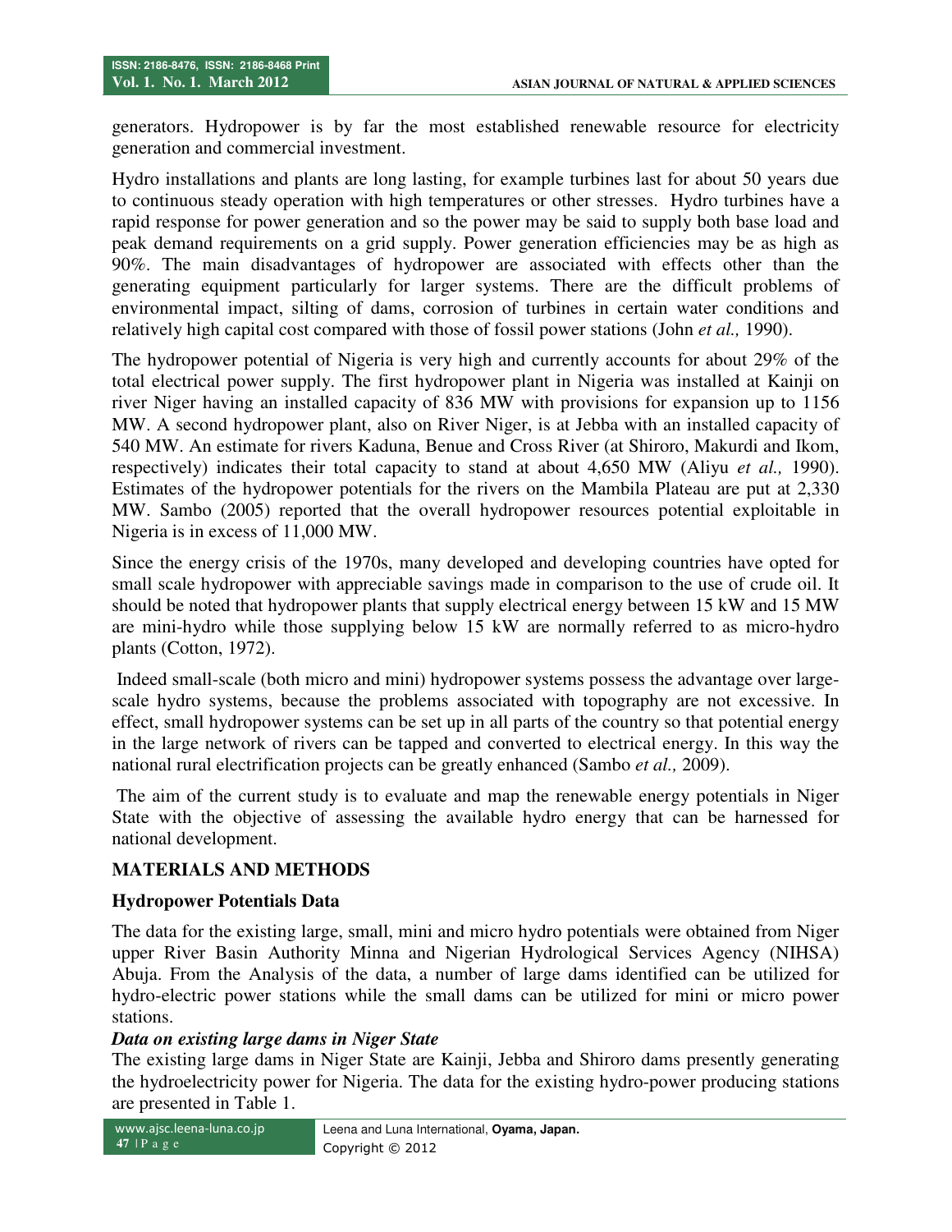generators. Hydropower is by far the most established renewable resource for electricity generation and commercial investment.

Hydro installations and plants are long lasting, for example turbines last for about 50 years due to continuous steady operation with high temperatures or other stresses. Hydro turbines have a rapid response for power generation and so the power may be said to supply both base load and peak demand requirements on a grid supply. Power generation efficiencies may be as high as 90%. The main disadvantages of hydropower are associated with effects other than the generating equipment particularly for larger systems. There are the difficult problems of environmental impact, silting of dams, corrosion of turbines in certain water conditions and relatively high capital cost compared with those of fossil power stations (John *et al.,* 1990).

The hydropower potential of Nigeria is very high and currently accounts for about 29% of the total electrical power supply. The first hydropower plant in Nigeria was installed at Kainji on river Niger having an installed capacity of 836 MW with provisions for expansion up to 1156 MW. A second hydropower plant, also on River Niger, is at Jebba with an installed capacity of 540 MW. An estimate for rivers Kaduna, Benue and Cross River (at Shiroro, Makurdi and Ikom, respectively) indicates their total capacity to stand at about 4,650 MW (Aliyu *et al.,* 1990). Estimates of the hydropower potentials for the rivers on the Mambila Plateau are put at 2,330 MW. Sambo (2005) reported that the overall hydropower resources potential exploitable in Nigeria is in excess of 11,000 MW.

Since the energy crisis of the 1970s, many developed and developing countries have opted for small scale hydropower with appreciable savings made in comparison to the use of crude oil. It should be noted that hydropower plants that supply electrical energy between 15 kW and 15 MW are mini-hydro while those supplying below 15 kW are normally referred to as micro-hydro plants (Cotton, 1972).

Indeed small-scale (both micro and mini) hydropower systems possess the advantage over large-scale hydro systems, because the problems associated with topography are not excessive. In effect, small hydropower systems can be set up in all parts of the country so that potential energy in the large network of rivers can be tapped and converted to electrical energy. In this way the national rural electrification projects can be greatly enhanced (Sambo *et al.,* 2009).

The aim of the current study is to evaluate and map the renewable energy potentials in Niger State with the objective of assessing the available hydro energy that can be harnessed for national development.

## MATERIALS AND METHODS

### Hydropower Potentials Data

The data for the existing large, small, mini and micro hydro potentials were obtained from Niger upper River Basin Authority Minna and Nigerian Hydrological Services Agency (NIHSA) Abuja. From the Analysis of the data, a number of large dams identified can be utilized for hydro-electric power stations while the small dams can be utilized for mini or micro power stations.

***Data on existing large dams in Niger State***

The existing large dams in Niger State are Kainji, Jebba and Shiroro dams presently generating the hydroelectricity power for Nigeria. The data for the existing hydro-power producing stations are presented in Table 1.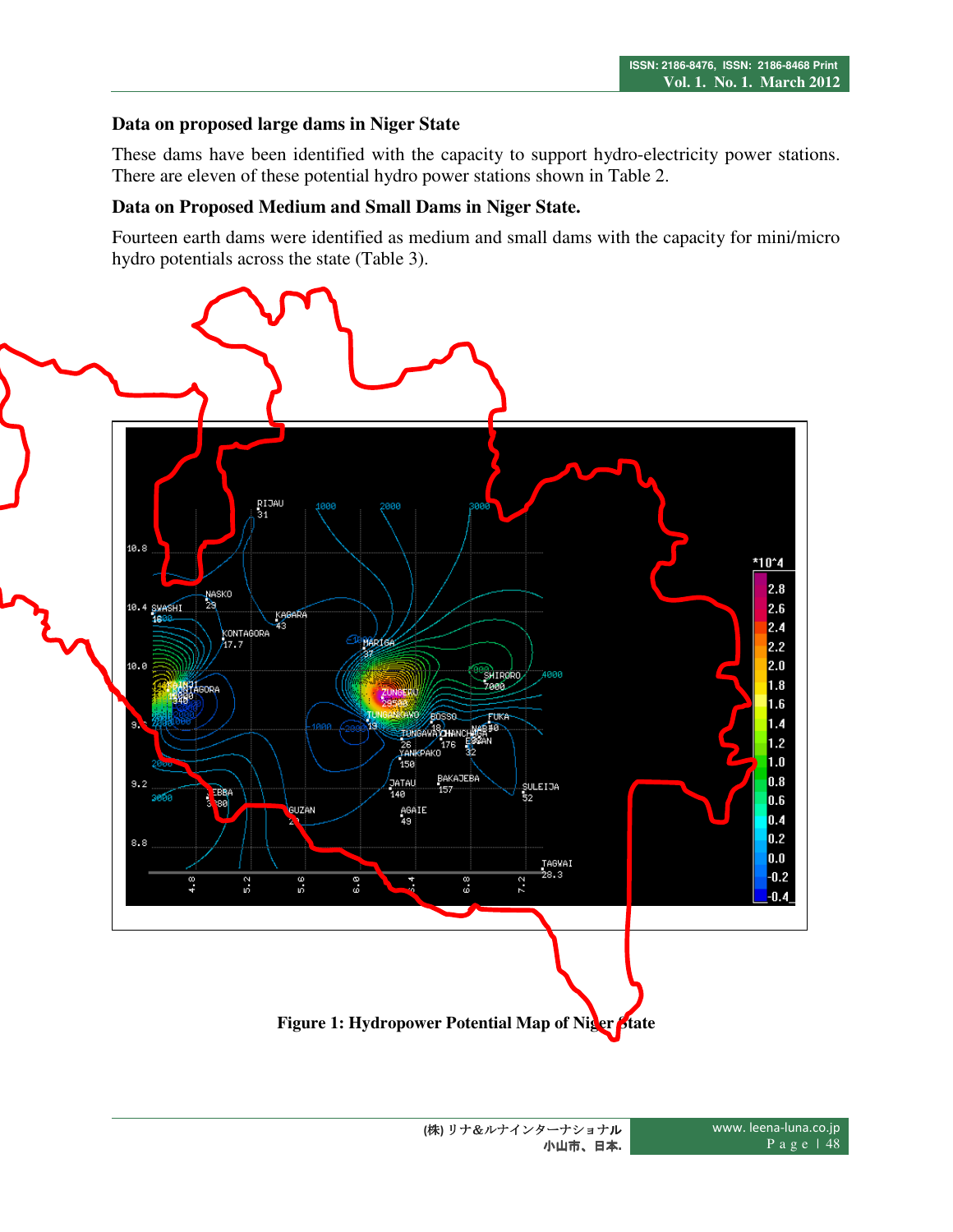### Data on proposed large dams in Niger State

These dams have been identified with the capacity to support hydro-electricity power stations. There are eleven of these potential hydro power stations shown in Table 2.

### Data on Proposed Medium and Small Dams in Niger State.

Fourteen earth dams were identified as medium and small dams with the capacity for mini/micro hydro potentials across the state (Table 3).

**Figure 1: Hydropower Potential Map of Niger State**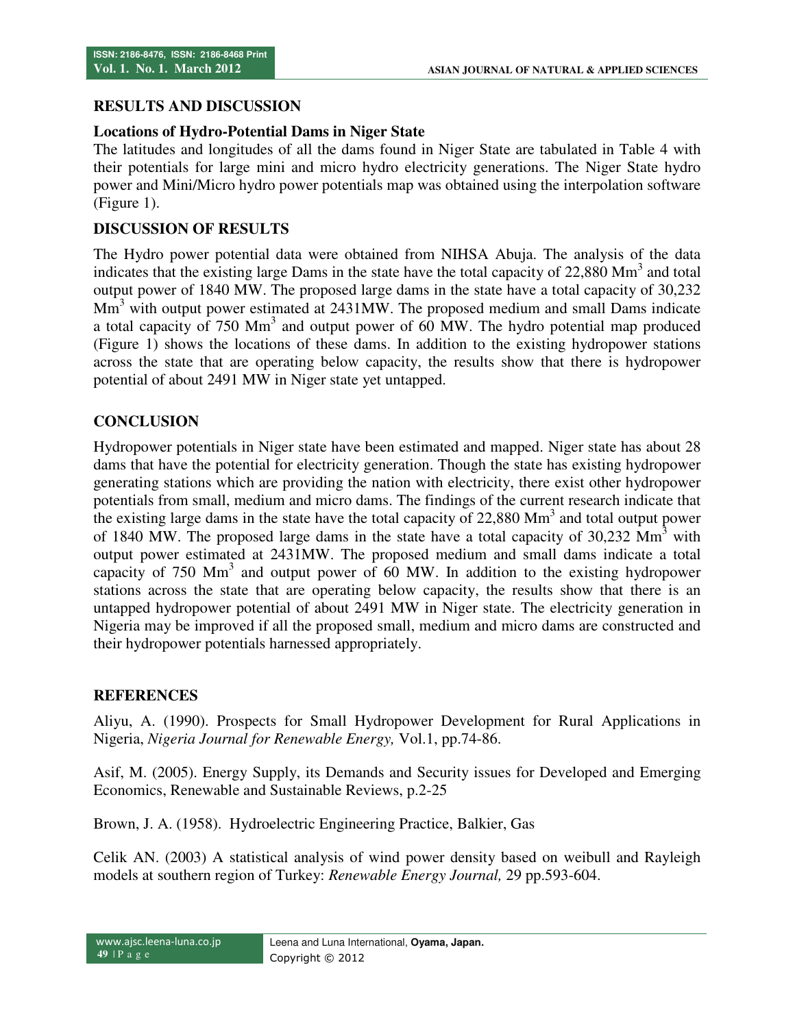## RESULTS AND DISCUSSION

### Locations of Hydro-Potential Dams in Niger State

The latitudes and longitudes of all the dams found in Niger State are tabulated in Table 4 with their potentials for large mini and micro hydro electricity generations. The Niger State hydro power and Mini/Micro hydro power potentials map was obtained using the interpolation software (Figure 1).

## DISCUSSION OF RESULTS

The Hydro power potential data were obtained from NIHSA Abuja. The analysis of the data indicates that the existing large Dams in the state have the total capacity of 22,880 $Mm^3$ and total output power of 1840 MW. The proposed large dams in the state have a total capacity of 30,232 $Mm^3$ with output power estimated at 2431MW. The proposed medium and small Dams indicate a total capacity of 750 $Mm^3$ and output power of 60 MW. The hydro potential map produced (Figure 1) shows the locations of these dams. In addition to the existing hydropower stations across the state that are operating below capacity, the results show that there is hydropower potential of about 2491 MW in Niger state yet untapped.

## CONCLUSION

Hydropower potentials in Niger state have been estimated and mapped. Niger state has about 28 dams that have the potential for electricity generation. Though the state has existing hydropower generating stations which are providing the nation with electricity, there exist other hydropower potentials from small, medium and micro dams. The findings of the current research indicate that the existing large dams in the state have the total capacity of 22,880 $Mm^3$ and total output power of 1840 MW. The proposed large dams in the state have a total capacity of 30,232 $Mm^3$ with output power estimated at 2431MW. The proposed medium and small dams indicate a total capacity of 750 $Mm^3$ and output power of 60 MW. In addition to the existing hydropower stations across the state that are operating below capacity, the results show that there is an untapped hydropower potential of about 2491 MW in Niger state. The electricity generation in Nigeria may be improved if all the proposed small, medium and micro dams are constructed and their hydropower potentials harnessed appropriately.

## REFERENCES

Aliyu, A. (1990). Prospects for Small Hydropower Development for Rural Applications in Nigeria, *Nigeria Journal for Renewable Energy,* Vol.1, pp.74-86.

Asif, M. (2005). Energy Supply, its Demands and Security issues for Developed and Emerging Economics, Renewable and Sustainable Reviews, p.2-25

Brown, J. A. (1958). Hydroelectric Engineering Practice, Balkier, Gas

Celik AN. (2003) A statistical analysis of wind power density based on weibull and Rayleigh models at southern region of Turkey: *Renewable Energy Journal,* 29 pp.593-604.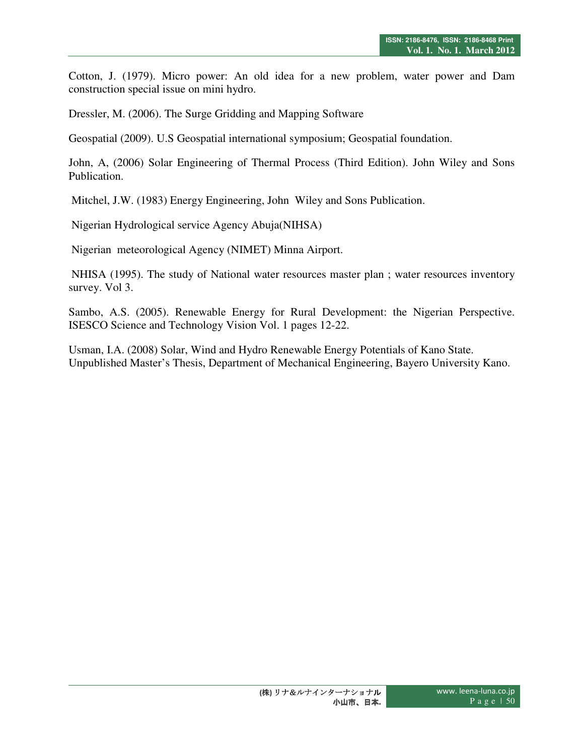Cotton, J. (1979). Micro power: An old idea for a new problem, water power and Dam construction special issue on mini hydro.

Dressler, M. (2006). The Surge Gridding and Mapping Software

Geospatial (2009). U.S Geospatial international symposium; Geospatial foundation.

John, A, (2006) Solar Engineering of Thermal Process (Third Edition). John Wiley and Sons Publication.

Mitchel, J.W. (1983) Energy Engineering, John Wiley and Sons Publication.

Nigerian Hydrological service Agency Abuja(NIHSA)

Nigerian meteorological Agency (NIMET) Minna Airport.

NHISA (1995). The study of National water resources master plan ; water resources inventory survey. Vol 3.

Sambo, A.S. (2005). Renewable Energy for Rural Development: the Nigerian Perspective. ISESCO Science and Technology Vision Vol. 1 pages 12-22.

Usman, I.A. (2008) Solar, Wind and Hydro Renewable Energy Potentials of Kano State. Unpublished Master's Thesis, Department of Mechanical Engineering, Bayero University Kano.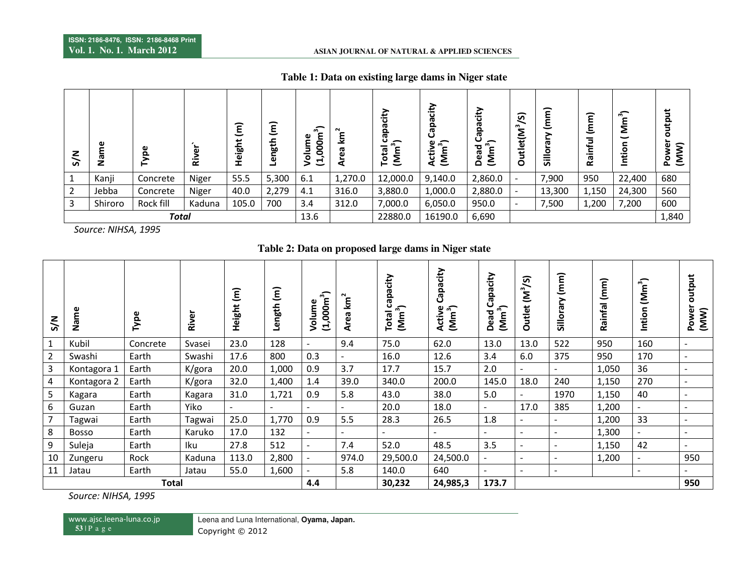**Table 1: Data on existing large dams in Niger state**

| S/N | Name | Type | River` | Height (m) | Length (m) | Volume ($1,000m^3$) | Area $km^2$ | Total capacity ($Mm^3$) | Active Capacity ($Mm^3$) | Dead Capacity ($Mm^3$) | Outlet($M^3$/S) | Sillorary (mm) | Rainful (mm) | Intion ( $Mm^3$) | Power output (MW) |
|---|---|---|---|---|---|---|---|---|---|---|---|---|---|---|---|
| 1 | Kanji | Concrete | Niger | 55.5 | 5,300 | 6.1 | 1,270.0 | 12,000.0 | 9,140.0 | 2,860.0 | - | 7,900 | 950 | 22,400 | 680 |
| 2 | Jebba | Concrete | Niger | 40.0 | 2,279 | 4.1 | 316.0 | 3,880.0 | 1,000.0 | 2,880.0 | - | 13,300 | 1,150 | 24,300 | 560 |
| 3 | Shiroro | Rock fill | Kaduna | 105.0 | 700 | 3.4 | 312.0 | 7,000.0 | 6,050.0 | 950.0 | - | 7,500 | 1,200 | 7,200 | 600 |
| ***Total*** | | | | | | 13.6 | | 22880.0 | 16190.0 | 6,690 | | | | | 1,840 |

*Source: NIHSA, 1995*

**Table 2: Data on proposed large dams in Niger state**

| S/N | Name | Type | River | Height (m) | Length (m) | Volume ($1,000m^3$) | Area $km^2$ | Total capacity ($Mm^3$) | Active Capacity ($Mm^3$) | Dead Capacity ($Mm^3$) | Outlet ($M^3$/S) | Sillorary (mm) | Rainfal (mm) | Intion ($Mm^3$) | Power output (MW) |
|---|---|---|---|---|---|---|---|---|---|---|---|---|---|---|---|
| 1 | Kubil | Concrete | Svasei | 23.0 | 128 | - | 9.4 | 75.0 | 62.0 | 13.0 | 13.0 | 522 | 950 | 160 | - |
| 2 | Swashi | Earth | Swashi | 17.6 | 800 | 0.3 | - | 16.0 | 12.6 | 3.4 | 6.0 | 375 | 950 | 170 | - |
| 3 | Kontagora 1 | Earth | K/gora | 20.0 | 1,000 | 0.9 | 3.7 | 17.7 | 15.7 | 2.0 | - | - | 1,050 | 36 | - |
| 4 | Kontagora 2 | Earth | K/gora | 32.0 | 1,400 | 1.4 | 39.0 | 340.0 | 200.0 | 145.0 | 18.0 | 240 | 1,150 | 270 | - |
| 5 | Kagara | Earth | Kagara | 31.0 | 1,721 | 0.9 | 5.8 | 43.0 | 38.0 | 5.0 | - | 1970 | 1,150 | 40 | - |
| 6 | Guzan | Earth | Yiko | - | - | - | - | 20.0 | 18.0 | - | 17.0 | 385 | 1,200 | - | - |
| 7 | Tagwai | Earth | Tagwai | 25.0 | 1,770 | 0.9 | 5.5 | 28.3 | 26.5 | 1.8 | - | - | 1,200 | 33 | - |
| 8 | Bosso | Earth | Karuko | 17.0 | 132 | - | - | - | - | - | - | - | 1,300 | - | - |
| 9 | Suleja | Earth | Iku | 27.8 | 512 | - | 7.4 | 52.0 | 48.5 | 3.5 | - | - | 1,150 | 42 | - |
| 10 | Zungeru | Rock | Kaduna | 113.0 | 2,800 | - | 974.0 | 29,500.0 | 24,500.0 | - | - | - | 1,200 | - | 950 |
| 11 | Jatau | Earth | Jatau | 55.0 | 1,600 | - | 5.8 | 140.0 | 640 | - | - | - | | - | - |
| **Total** | | | | | | **4.4** | | **30,232** | **24,985,3** | **173.7** | | | | | **950** |

*Source: NIHSA, 1995*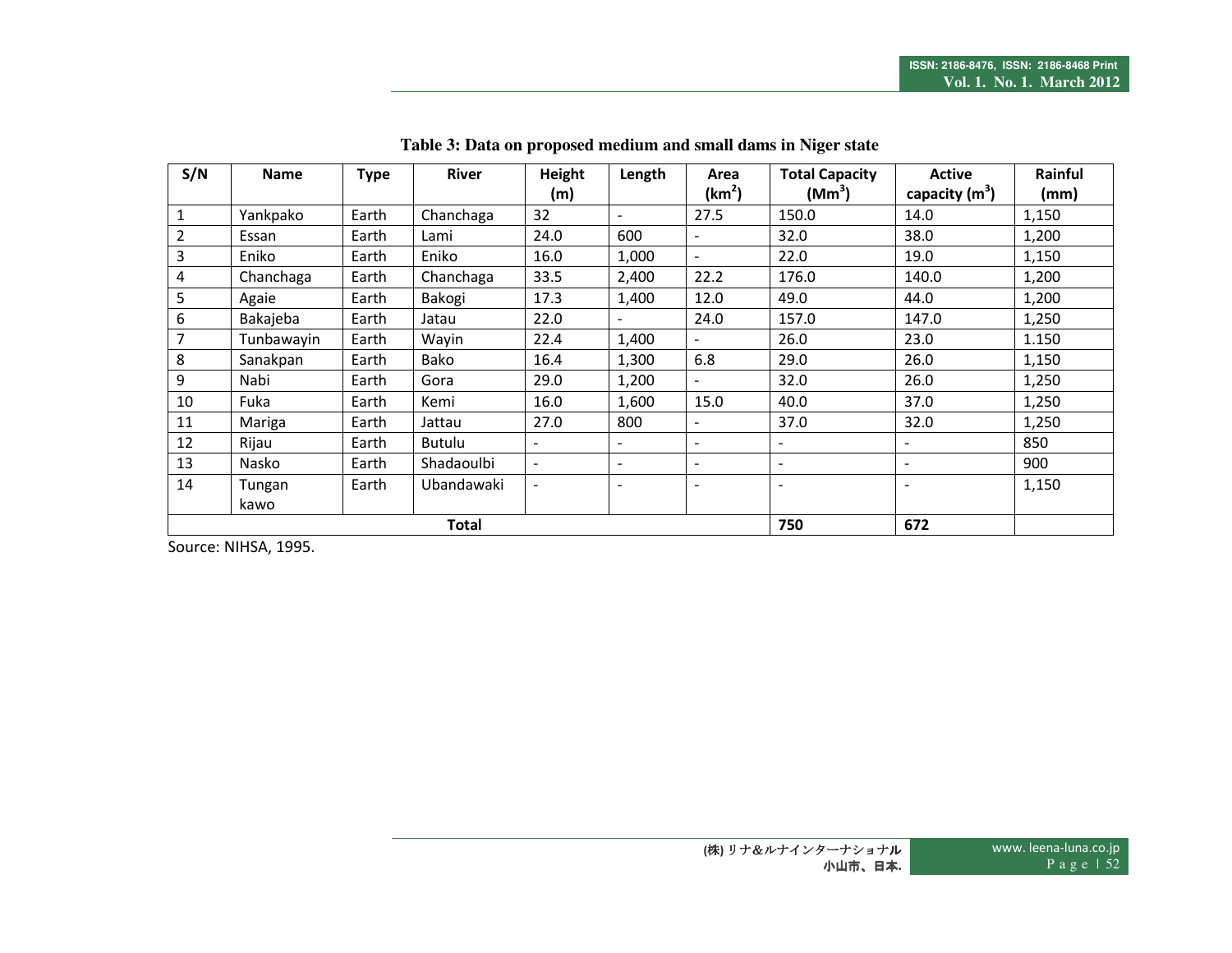**Table 3: Data on proposed medium and small dams in Niger state**

| S/N | Name | Type | River | Height (m) | Length | Area ($km^2$) | Total Capacity ($Mm^3$) | Active capacity ($m^3$) | Rainful (mm) |
|---|---|---|---|---|---|---|---|---|---|
| 1 | Yankpako | Earth | Chanchaga | 32 | - | 27.5 | 150.0 | 14.0 | 1,150 |
| 2 | Essan | Earth | Lami | 24.0 | 600 | - | 32.0 | 38.0 | 1,200 |
| 3 | Eniko | Earth | Eniko | 16.0 | 1,000 | - | 22.0 | 19.0 | 1,150 |
| 4 | Chanchaga | Earth | Chanchaga | 33.5 | 2,400 | 22.2 | 176.0 | 140.0 | 1,200 |
| 5 | Agaie | Earth | Bakogi | 17.3 | 1,400 | 12.0 | 49.0 | 44.0 | 1,200 |
| 6 | Bakajeba | Earth | Jatau | 22.0 | - | 24.0 | 157.0 | 147.0 | 1,250 |
| 7 | Tunbawayin | Earth | Wayin | 22.4 | 1,400 | - | 26.0 | 23.0 | 1.150 |
| 8 | Sanakpan | Earth | Bako | 16.4 | 1,300 | 6.8 | 29.0 | 26.0 | 1,150 |
| 9 | Nabi | Earth | Gora | 29.0 | 1,200 | - | 32.0 | 26.0 | 1,250 |
| 10 | Fuka | Earth | Kemi | 16.0 | 1,600 | 15.0 | 40.0 | 37.0 | 1,250 |
| 11 | Mariga | Earth | Jattau | 27.0 | 800 | - | 37.0 | 32.0 | 1,250 |
| 12 | Rijau | Earth | Butulu | - | - | - | - | - | 850 |
| 13 | Nasko | Earth | Shadaoulbi | - | - | - | - | - | 900 |
| 14 | Tungan kawo | Earth | Ubandawaki | - | - | - | - | - | 1,150 |
| **Total** | | | | | | | **750** | **672** | |

Source: NIHSA, 1995.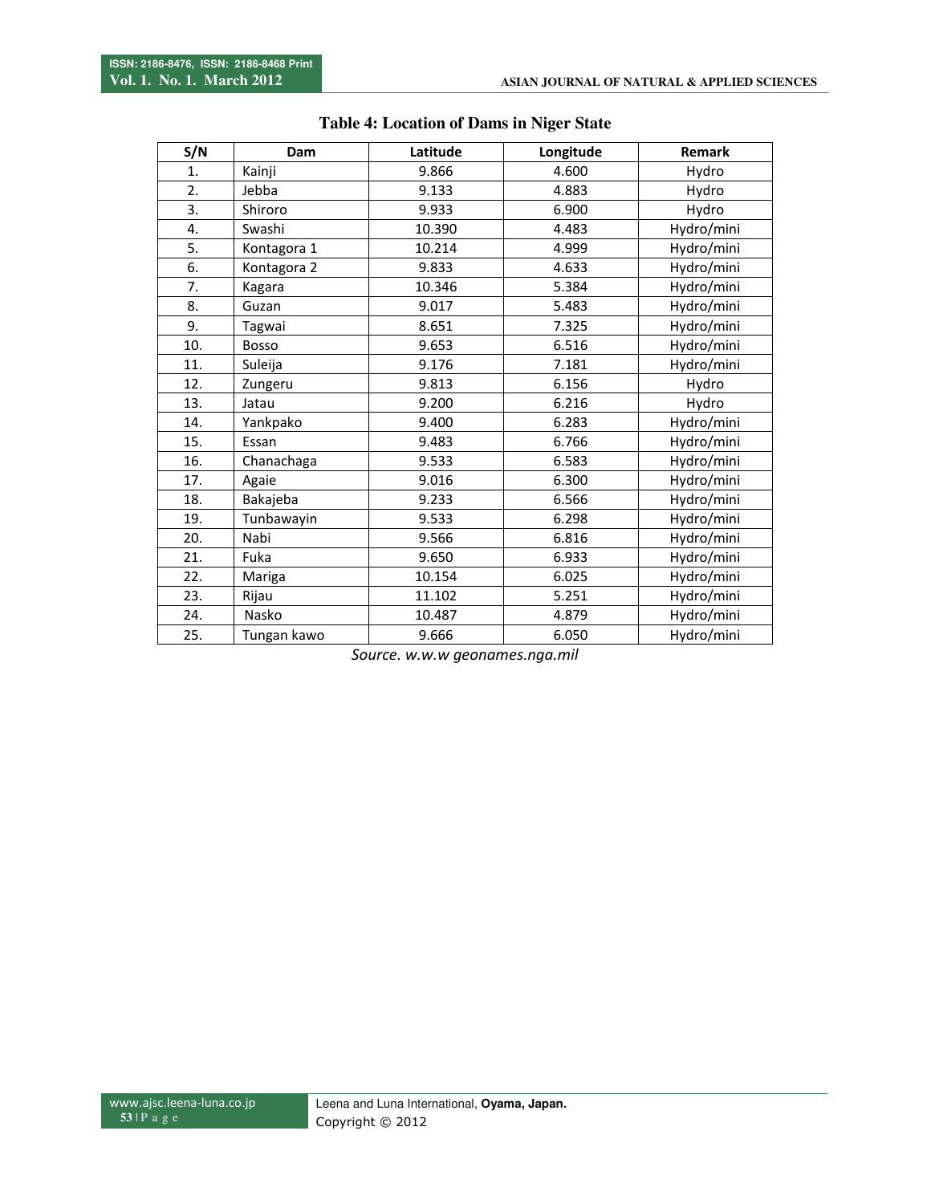**Table 4: Location of Dams in Niger State**

| S/N | Dam | Latitude | Longitude | Remark |
|---|---|---|---|---|
| 1. | Kainji | 9.866 | 4.600 | Hydro |
| 2. | Jebba | 9.133 | 4.883 | Hydro |
| 3. | Shiroro | 9.933 | 6.900 | Hydro |
| 4. | Swashi | 10.390 | 4.483 | Hydro/mini |
| 5. | Kontagora 1 | 10.214 | 4.999 | Hydro/mini |
| 6. | Kontagora 2 | 9.833 | 4.633 | Hydro/mini |
| 7. | Kagara | 10.346 | 5.384 | Hydro/mini |
| 8. | Guzan | 9.017 | 5.483 | Hydro/mini |
| 9. | Tagwai | 8.651 | 7.325 | Hydro/mini |
| 10. | Bosso | 9.653 | 6.516 | Hydro/mini |
| 11. | Suleija | 9.176 | 7.181 | Hydro/mini |
| 12. | Zungeru | 9.813 | 6.156 | Hydro |
| 13. | Jatau | 9.200 | 6.216 | Hydro |
| 14. | Yankpako | 9.400 | 6.283 | Hydro/mini |
| 15. | Essan | 9.483 | 6.766 | Hydro/mini |
| 16. | Chanachaga | 9.533 | 6.583 | Hydro/mini |
| 17. | Agaie | 9.016 | 6.300 | Hydro/mini |
| 18. | Bakajeba | 9.233 | 6.566 | Hydro/mini |
| 19. | Tunbawayin | 9.533 | 6.298 | Hydro/mini |
| 20. | Nabi | 9.566 | 6.816 | Hydro/mini |
| 21. | Fuka | 9.650 | 6.933 | Hydro/mini |
| 22. | Mariga | 10.154 | 6.025 | Hydro/mini |
| 23. | Rijau | 11.102 | 5.251 | Hydro/mini |
| 24. | Nasko | 10.487 | 4.879 | Hydro/mini |
| 25. | Tungan kawo | 9.666 | 6.050 | Hydro/mini |

*Source. w.w.w geonames.nga.mil*